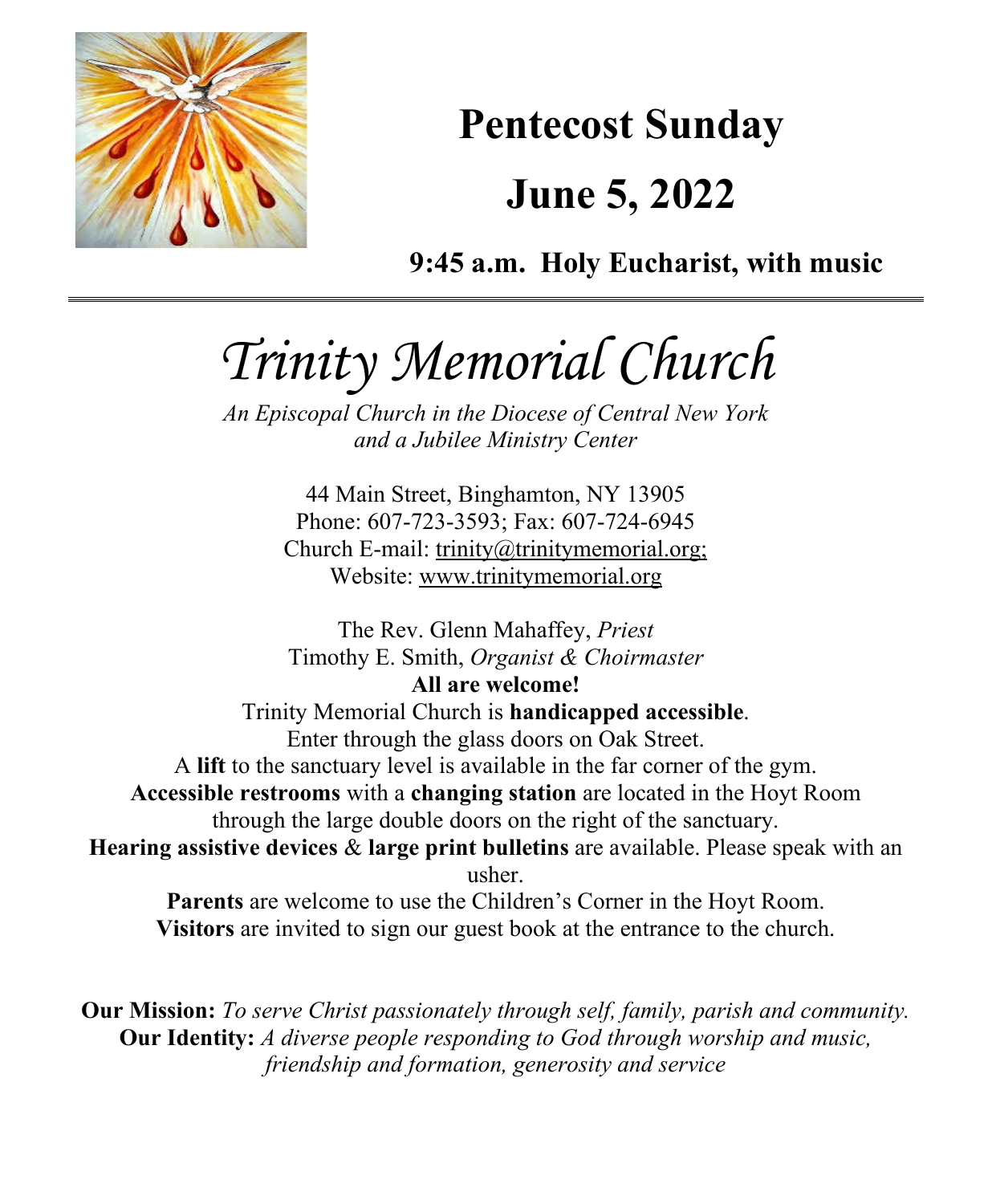# Pentecost Sunday

# June 5, 2022

**9:45 a.m. Holy Eucharist, with music**

---

# *Trinity Memorial Church*

*An Episcopal Church in the Diocese of Central New York and a Jubilee Ministry Center*

44 Main Street, Binghamton, NY 13905
Phone: 607-723-3593; Fax: 607-724-6945
Church E-mail: trinity@trinitymemorial.org;
Website: www.trinitymemorial.org

The Rev. Glenn Mahaffey, *Priest*
Timothy E. Smith, *Organist & Choirmaster*

**All are welcome!**

Trinity Memorial Church is **handicapped accessible**.
Enter through the glass doors on Oak Street.
A **lift** to the sanctuary level is available in the far corner of the gym.
**Accessible restrooms** with a **changing station** are located in the Hoyt Room through the large double doors on the right of the sanctuary.
**Hearing assistive devices** & **large print bulletins** are available. Please speak with an usher.
**Parents** are welcome to use the Children's Corner in the Hoyt Room.
**Visitors** are invited to sign our guest book at the entrance to the church.

**Our Mission:** *To serve Christ passionately through self, family, parish and community.*
**Our Identity:** *A diverse people responding to God through worship and music, friendship and formation, generosity and service*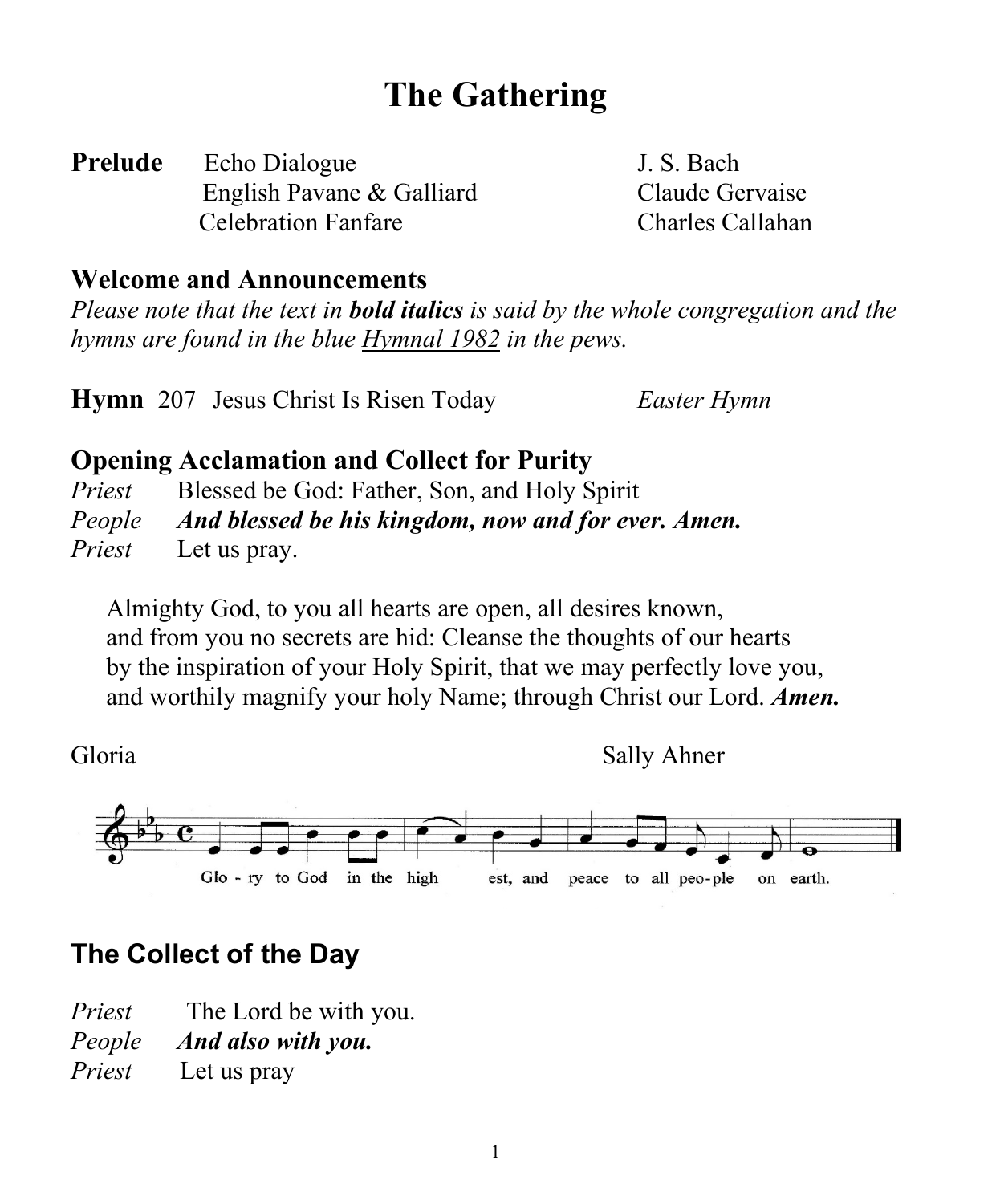# The Gathering

**Prelude** Echo Dialogue — J. S. Bach
English Pavane & Galliard — Claude Gervaise
Celebration Fanfare — Charles Callahan

## Welcome and Announcements

*Please note that the text in **bold italics** is said by the whole congregation and the hymns are found in the blue Hymnal 1982 in the pews.*

**Hymn** 207 Jesus Christ Is Risen Today — *Easter Hymn*

## Opening Acclamation and Collect for Purity

*Priest* Blessed be God: Father, Son, and Holy Spirit
*People* ***And blessed be his kingdom, now and for ever. Amen.***
*Priest* Let us pray.

Almighty God, to you all hearts are open, all desires known,
and from you no secrets are hid: Cleanse the thoughts of our hearts
by the inspiration of your Holy Spirit, that we may perfectly love you,
and worthily magnify your holy Name; through Christ our Lord. ***Amen.***

Gloria — Sally Ahner

Glo - ry to God in the high est, and peace to all peo-ple on earth.

## The Collect of the Day

*Priest* The Lord be with you.
*People* ***And also with you.***
*Priest* Let us pray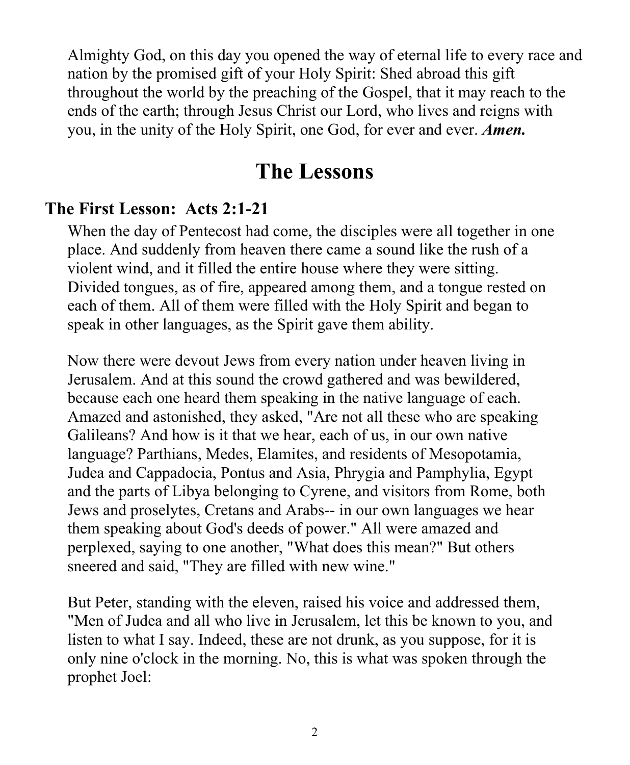Almighty God, on this day you opened the way of eternal life to every race and nation by the promised gift of your Holy Spirit: Shed abroad this gift throughout the world by the preaching of the Gospel, that it may reach to the ends of the earth; through Jesus Christ our Lord, who lives and reigns with you, in the unity of the Holy Spirit, one God, for ever and ever. ***Amen.***

# The Lessons

## The First Lesson: Acts 2:1-21

When the day of Pentecost had come, the disciples were all together in one place. And suddenly from heaven there came a sound like the rush of a violent wind, and it filled the entire house where they were sitting. Divided tongues, as of fire, appeared among them, and a tongue rested on each of them. All of them were filled with the Holy Spirit and began to speak in other languages, as the Spirit gave them ability.

Now there were devout Jews from every nation under heaven living in Jerusalem. And at this sound the crowd gathered and was bewildered, because each one heard them speaking in the native language of each. Amazed and astonished, they asked, "Are not all these who are speaking Galileans? And how is it that we hear, each of us, in our own native language? Parthians, Medes, Elamites, and residents of Mesopotamia, Judea and Cappadocia, Pontus and Asia, Phrygia and Pamphylia, Egypt and the parts of Libya belonging to Cyrene, and visitors from Rome, both Jews and proselytes, Cretans and Arabs-- in our own languages we hear them speaking about God's deeds of power." All were amazed and perplexed, saying to one another, "What does this mean?" But others sneered and said, "They are filled with new wine."

But Peter, standing with the eleven, raised his voice and addressed them, "Men of Judea and all who live in Jerusalem, let this be known to you, and listen to what I say. Indeed, these are not drunk, as you suppose, for it is only nine o'clock in the morning. No, this is what was spoken through the prophet Joel: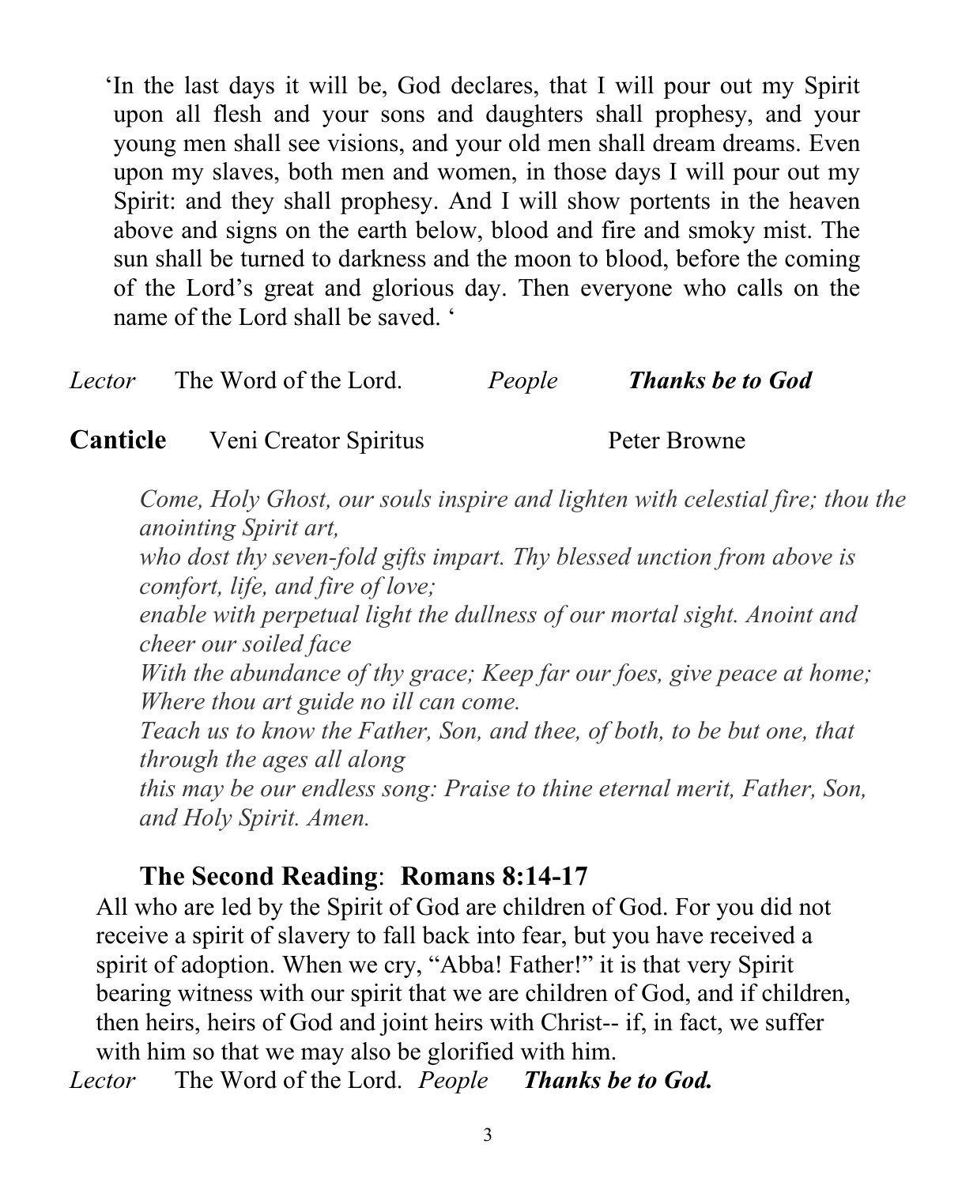‘In the last days it will be, God declares, that I will pour out my Spirit upon all flesh and your sons and daughters shall prophesy, and your young men shall see visions, and your old men shall dream dreams. Even upon my slaves, both men and women, in those days I will pour out my Spirit: and they shall prophesy. And I will show portents in the heaven above and signs on the earth below, blood and fire and smoky mist. The sun shall be turned to darkness and the moon to blood, before the coming of the Lord’s great and glorious day. Then everyone who calls on the name of the Lord shall be saved. ‘

*Lector* The Word of the Lord. *People* ***Thanks be to God***

**Canticle** Veni Creator Spiritus Peter Browne

*Come, Holy Ghost, our souls inspire and lighten with celestial fire; thou the anointing Spirit art,*
*who dost thy seven-fold gifts impart. Thy blessed unction from above is comfort, life, and fire of love;*
*enable with perpetual light the dullness of our mortal sight. Anoint and cheer our soiled face*
*With the abundance of thy grace; Keep far our foes, give peace at home; Where thou art guide no ill can come.*
*Teach us to know the Father, Son, and thee, of both, to be but one, that through the ages all along*
*this may be our endless song: Praise to thine eternal merit, Father, Son, and Holy Spirit. Amen.*

**The Second Reading**: **Romans 8:14-17**

All who are led by the Spirit of God are children of God. For you did not receive a spirit of slavery to fall back into fear, but you have received a spirit of adoption. When we cry, “Abba! Father!” it is that very Spirit bearing witness with our spirit that we are children of God, and if children, then heirs, heirs of God and joint heirs with Christ-- if, in fact, we suffer with him so that we may also be glorified with him.

*Lector* The Word of the Lord. *People* ***Thanks be to God.***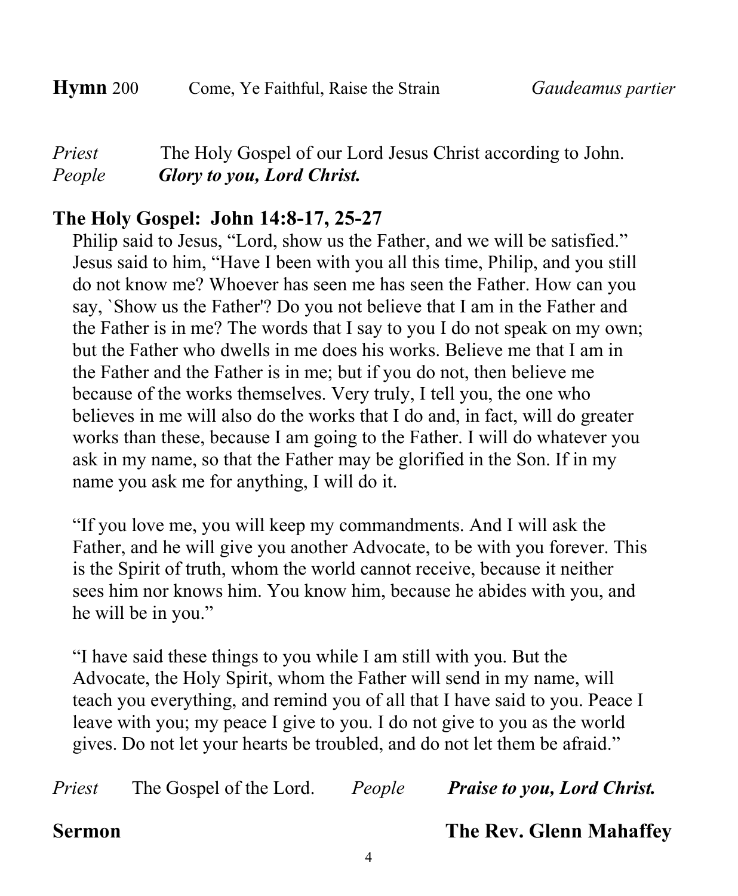**Hymn** 200 Come, Ye Faithful, Raise the Strain *Gaudeamus partier*

*Priest* The Holy Gospel of our Lord Jesus Christ according to John.
*People* ***Glory to you, Lord Christ.***

## The Holy Gospel: John 14:8-17, 25-27

Philip said to Jesus, "Lord, show us the Father, and we will be satisfied." Jesus said to him, "Have I been with you all this time, Philip, and you still do not know me? Whoever has seen me has seen the Father. How can you say, `Show us the Father'? Do you not believe that I am in the Father and the Father is in me? The words that I say to you I do not speak on my own; but the Father who dwells in me does his works. Believe me that I am in the Father and the Father is in me; but if you do not, then believe me because of the works themselves. Very truly, I tell you, the one who believes in me will also do the works that I do and, in fact, will do greater works than these, because I am going to the Father. I will do whatever you ask in my name, so that the Father may be glorified in the Son. If in my name you ask me for anything, I will do it.

"If you love me, you will keep my commandments. And I will ask the Father, and he will give you another Advocate, to be with you forever. This is the Spirit of truth, whom the world cannot receive, because it neither sees him nor knows him. You know him, because he abides with you, and he will be in you."

"I have said these things to you while I am still with you. But the Advocate, the Holy Spirit, whom the Father will send in my name, will teach you everything, and remind you of all that I have said to you. Peace I leave with you; my peace I give to you. I do not give to you as the world gives. Do not let your hearts be troubled, and do not let them be afraid."

*Priest* The Gospel of the Lord. *People* ***Praise to you, Lord Christ.***

**Sermon** **The Rev. Glenn Mahaffey**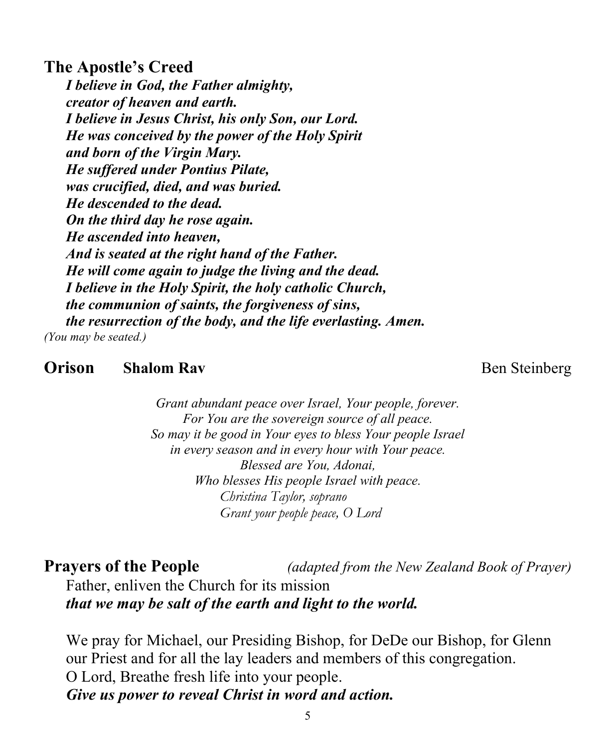## The Apostle's Creed

***I believe in God, the Father almighty,***
***creator of heaven and earth.***
***I believe in Jesus Christ, his only Son, our Lord.***
***He was conceived by the power of the Holy Spirit***
***and born of the Virgin Mary.***
***He suffered under Pontius Pilate,***
***was crucified, died, and was buried.***
***He descended to the dead.***
***On the third day he rose again.***
***He ascended into heaven,***
***And is seated at the right hand of the Father.***
***He will come again to judge the living and the dead.***
***I believe in the Holy Spirit, the holy catholic Church,***
***the communion of saints, the forgiveness of sins,***
***the resurrection of the body, and the life everlasting. Amen.***

*(You may be seated.)*

## Orison **Shalom Rav** Ben Steinberg

*Grant abundant peace over Israel, Your people, forever.*
*For You are the sovereign source of all peace.*
*So may it be good in Your eyes to bless Your people Israel*
*in every season and in every hour with Your peace.*
*Blessed are You, Adonai,*
*Who blesses His people Israel with peace.*

*Christina Taylor, soprano*
*Grant your people peace, O Lord*

## Prayers of the People *(adapted from the New Zealand Book of Prayer)*

Father, enliven the Church for its mission
***that we may be salt of the earth and light to the world.***

We pray for Michael, our Presiding Bishop, for DeDe our Bishop, for Glenn our Priest and for all the lay leaders and members of this congregation.
O Lord, Breathe fresh life into your people.
***Give us power to reveal Christ in word and action.***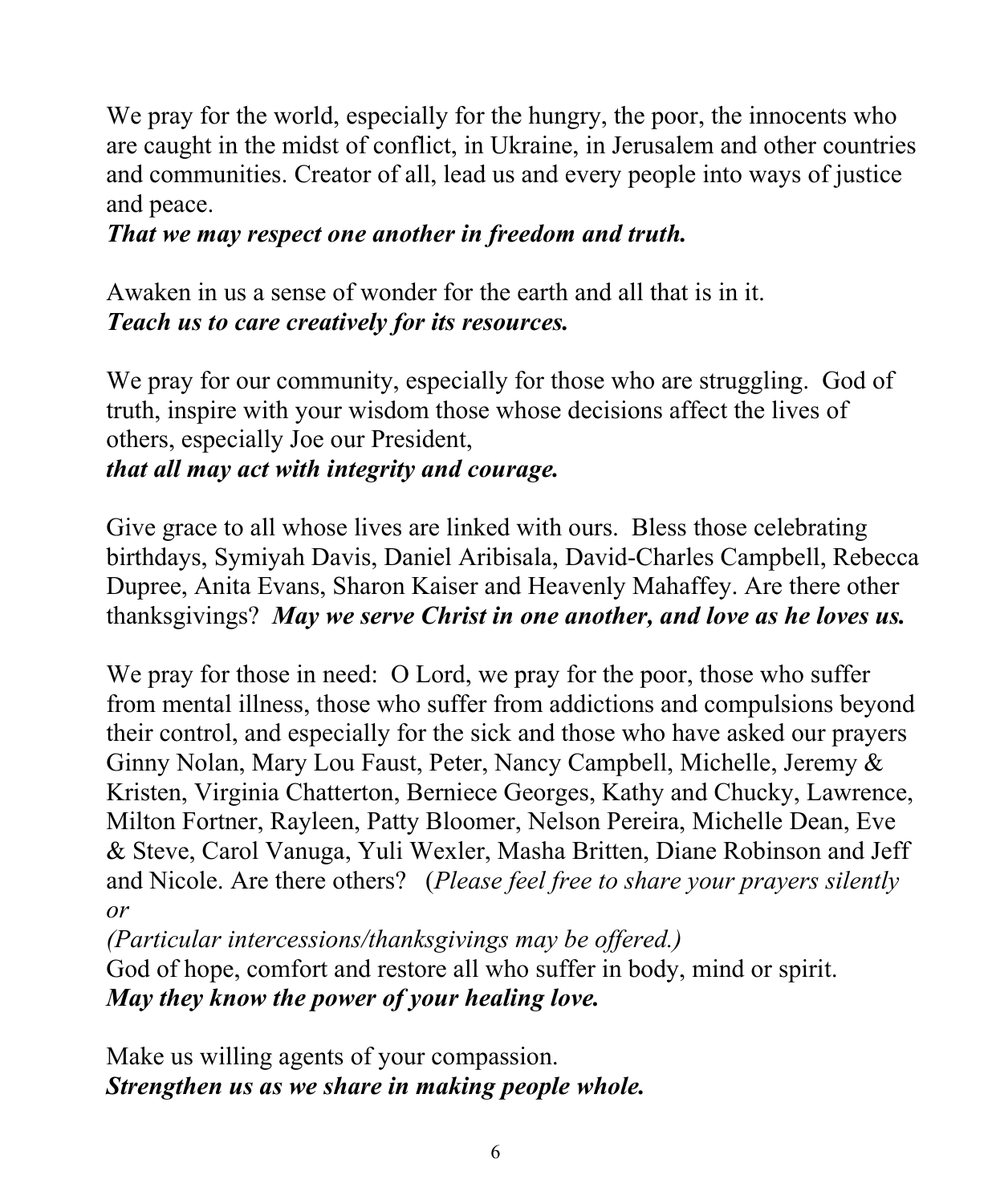We pray for the world, especially for the hungry, the poor, the innocents who are caught in the midst of conflict, in Ukraine, in Jerusalem and other countries and communities. Creator of all, lead us and every people into ways of justice and peace.
***That we may respect one another in freedom and truth.***

Awaken in us a sense of wonder for the earth and all that is in it.
***Teach us to care creatively for its resources.***

We pray for our community, especially for those who are struggling. God of truth, inspire with your wisdom those whose decisions affect the lives of others, especially Joe our President,
***that all may act with integrity and courage.***

Give grace to all whose lives are linked with ours. Bless those celebrating birthdays, Symiyah Davis, Daniel Aribisala, David-Charles Campbell, Rebecca Dupree, Anita Evans, Sharon Kaiser and Heavenly Mahaffey. Are there other thanksgivings? ***May we serve Christ in one another, and love as he loves us.***

We pray for those in need: O Lord, we pray for the poor, those who suffer from mental illness, those who suffer from addictions and compulsions beyond their control, and especially for the sick and those who have asked our prayers Ginny Nolan, Mary Lou Faust, Peter, Nancy Campbell, Michelle, Jeremy & Kristen, Virginia Chatterton, Berniece Georges, Kathy and Chucky, Lawrence, Milton Fortner, Rayleen, Patty Bloomer, Nelson Pereira, Michelle Dean, Eve & Steve, Carol Vanuga, Yuli Wexler, Masha Britten, Diane Robinson and Jeff and Nicole. Are there others? (*Please feel free to share your prayers silently or*
*(Particular intercessions/thanksgivings may be offered.)*
God of hope, comfort and restore all who suffer in body, mind or spirit.
***May they know the power of your healing love.***

Make us willing agents of your compassion.
***Strengthen us as we share in making people whole.***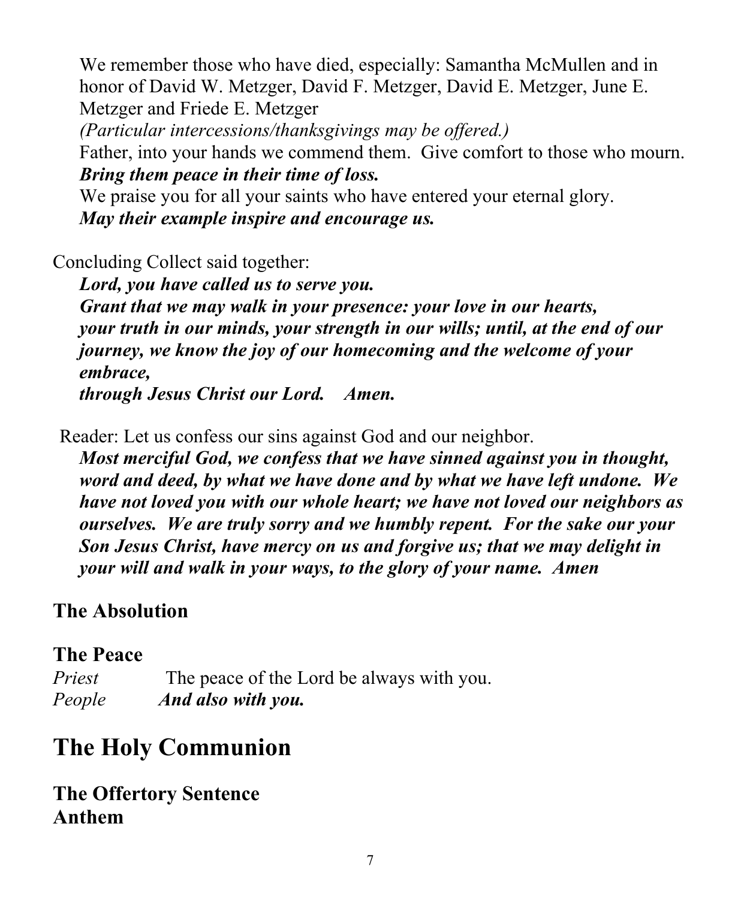We remember those who have died, especially: Samantha McMullen and in honor of David W. Metzger, David F. Metzger, David E. Metzger, June E. Metzger and Friede E. Metzger

*(Particular intercessions/thanksgivings may be offered.)*

Father, into your hands we commend them. Give comfort to those who mourn.

***Bring them peace in their time of loss.***

We praise you for all your saints who have entered your eternal glory.

***May their example inspire and encourage us.***

Concluding Collect said together:

***Lord, you have called us to serve you.***
***Grant that we may walk in your presence: your love in our hearts,***
***your truth in our minds, your strength in our wills; until, at the end of our journey, we know the joy of our homecoming and the welcome of your embrace,***
***through Jesus Christ our Lord. Amen.***

Reader: Let us confess our sins against God and our neighbor.

***Most merciful God, we confess that we have sinned against you in thought, word and deed, by what we have done and by what we have left undone. We have not loved you with our whole heart; we have not loved our neighbors as ourselves. We are truly sorry and we humbly repent. For the sake our your Son Jesus Christ, have mercy on us and forgive us; that we may delight in your will and walk in your ways, to the glory of your name. Amen***

**The Absolution**

**The Peace**

*Priest* The peace of the Lord be always with you.
*People* ***And also with you.***

# The Holy Communion

**The Offertory Sentence**
**Anthem**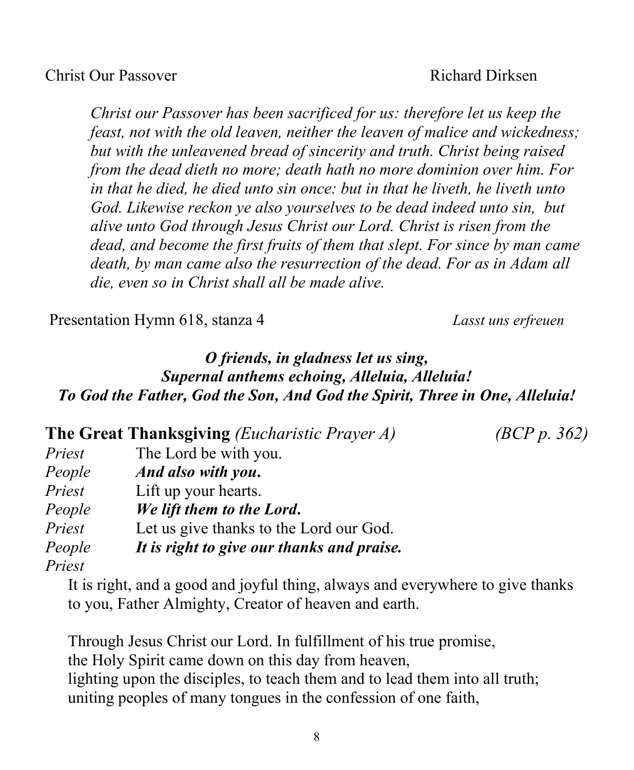Christ Our Passover Richard Dirksen

*Christ our Passover has been sacrificed for us: therefore let us keep the feast, not with the old leaven, neither the leaven of malice and wickedness; but with the unleavened bread of sincerity and truth. Christ being raised from the dead dieth no more; death hath no more dominion over him. For in that he died, he died unto sin once: but in that he liveth, he liveth unto God. Likewise reckon ye also yourselves to be dead indeed unto sin, but alive unto God through Jesus Christ our Lord. Christ is risen from the dead, and become the first fruits of them that slept. For since by man came death, by man came also the resurrection of the dead. For as in Adam all die, even so in Christ shall all be made alive.*

Presentation Hymn 618, stanza 4 *Lasst uns erfreuen*

***O friends, in gladness let us sing,***
***Supernal anthems echoing, Alleluia, Alleluia!***
***To God the Father, God the Son, And God the Spirit, Three in One, Alleluia!***

**The Great Thanksgiving** *(Eucharistic Prayer A)* *(BCP p. 362)*

*Priest* The Lord be with you.
*People* ***And also with you.***
*Priest* Lift up your hearts.
*People* ***We lift them to the Lord.***
*Priest* Let us give thanks to the Lord our God.
*People* ***It is right to give our thanks and praise.***
*Priest*

It is right, and a good and joyful thing, always and everywhere to give thanks to you, Father Almighty, Creator of heaven and earth.

Through Jesus Christ our Lord. In fulfillment of his true promise,
the Holy Spirit came down on this day from heaven,
lighting upon the disciples, to teach them and to lead them into all truth;
uniting peoples of many tongues in the confession of one faith,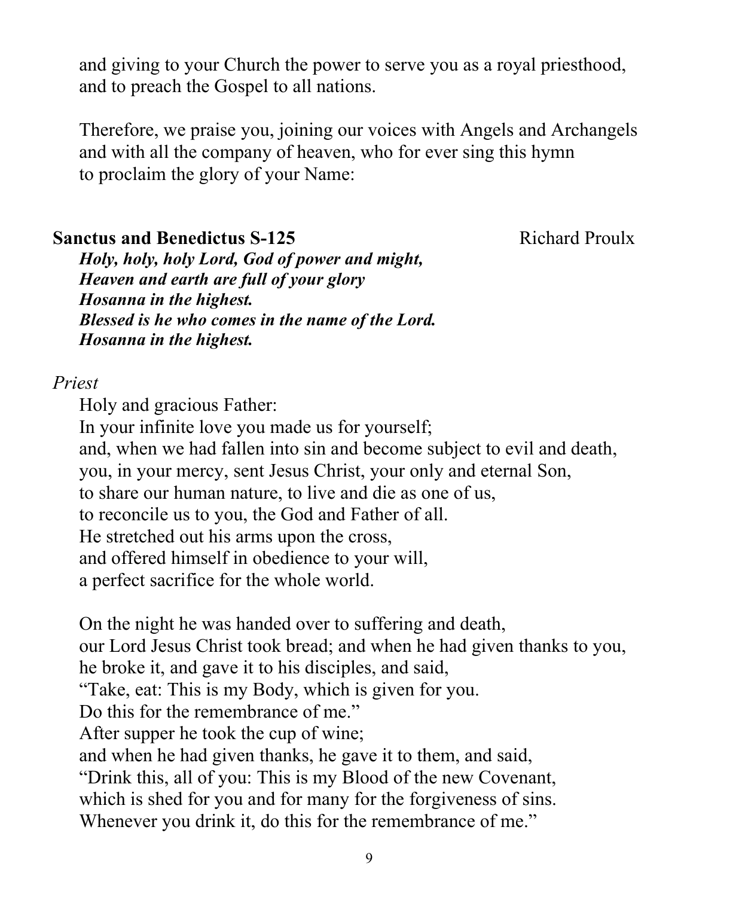and giving to your Church the power to serve you as a royal priesthood,
and to preach the Gospel to all nations.

Therefore, we praise you, joining our voices with Angels and Archangels
and with all the company of heaven, who for ever sing this hymn
to proclaim the glory of your Name:

**Sanctus and Benedictus S-125** Richard Proulx

***Holy, holy, holy Lord, God of power and might,***
***Heaven and earth are full of your glory***
***Hosanna in the highest.***
***Blessed is he who comes in the name of the Lord.***
***Hosanna in the highest.***

*Priest*

Holy and gracious Father:
In your infinite love you made us for yourself;
and, when we had fallen into sin and become subject to evil and death,
you, in your mercy, sent Jesus Christ, your only and eternal Son,
to share our human nature, to live and die as one of us,
to reconcile us to you, the God and Father of all.
He stretched out his arms upon the cross,
and offered himself in obedience to your will,
a perfect sacrifice for the whole world.

On the night he was handed over to suffering and death,
our Lord Jesus Christ took bread; and when he had given thanks to you,
he broke it, and gave it to his disciples, and said,
"Take, eat: This is my Body, which is given for you.
Do this for the remembrance of me."
After supper he took the cup of wine;
and when he had given thanks, he gave it to them, and said,
"Drink this, all of you: This is my Blood of the new Covenant,
which is shed for you and for many for the forgiveness of sins.
Whenever you drink it, do this for the remembrance of me."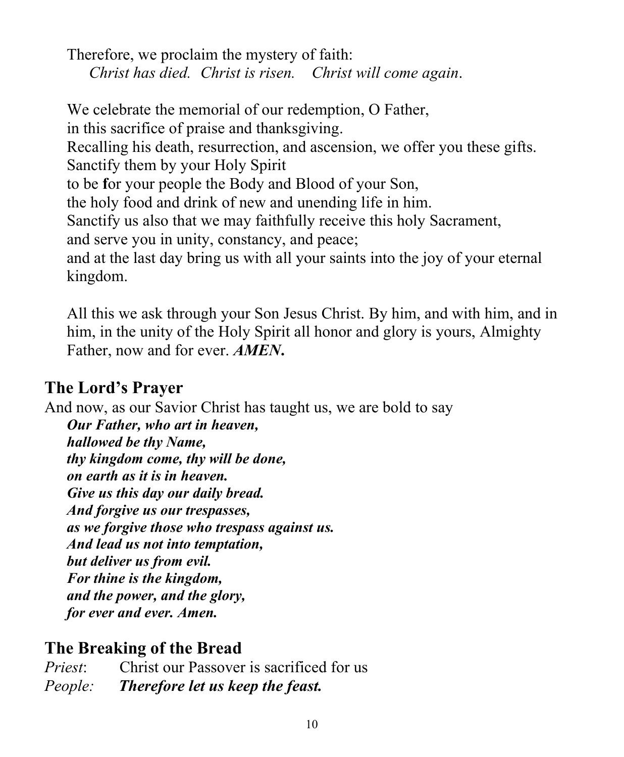Therefore, we proclaim the mystery of faith:
*Christ has died. Christ is risen. Christ will come again*.

We celebrate the memorial of our redemption, O Father,
in this sacrifice of praise and thanksgiving.
Recalling his death, resurrection, and ascension, we offer you these gifts.
Sanctify them by your Holy Spirit
to be for your people the Body and Blood of your Son,
the holy food and drink of new and unending life in him.
Sanctify us also that we may faithfully receive this holy Sacrament,
and serve you in unity, constancy, and peace;
and at the last day bring us with all your saints into the joy of your eternal kingdom.

All this we ask through your Son Jesus Christ. By him, and with him, and in him, in the unity of the Holy Spirit all honor and glory is yours, Almighty Father, now and for ever. ***AMEN.***

## The Lord's Prayer

And now, as our Savior Christ has taught us, we are bold to say

***Our Father, who art in heaven,***
***hallowed be thy Name,***
***thy kingdom come, thy will be done,***
***on earth as it is in heaven.***
***Give us this day our daily bread.***
***And forgive us our trespasses,***
***as we forgive those who trespass against us.***
***And lead us not into temptation,***
***but deliver us from evil.***
***For thine is the kingdom,***
***and the power, and the glory,***
***for ever and ever. Amen.***

## The Breaking of the Bread

*Priest*: Christ our Passover is sacrificed for us
*People:* ***Therefore let us keep the feast.***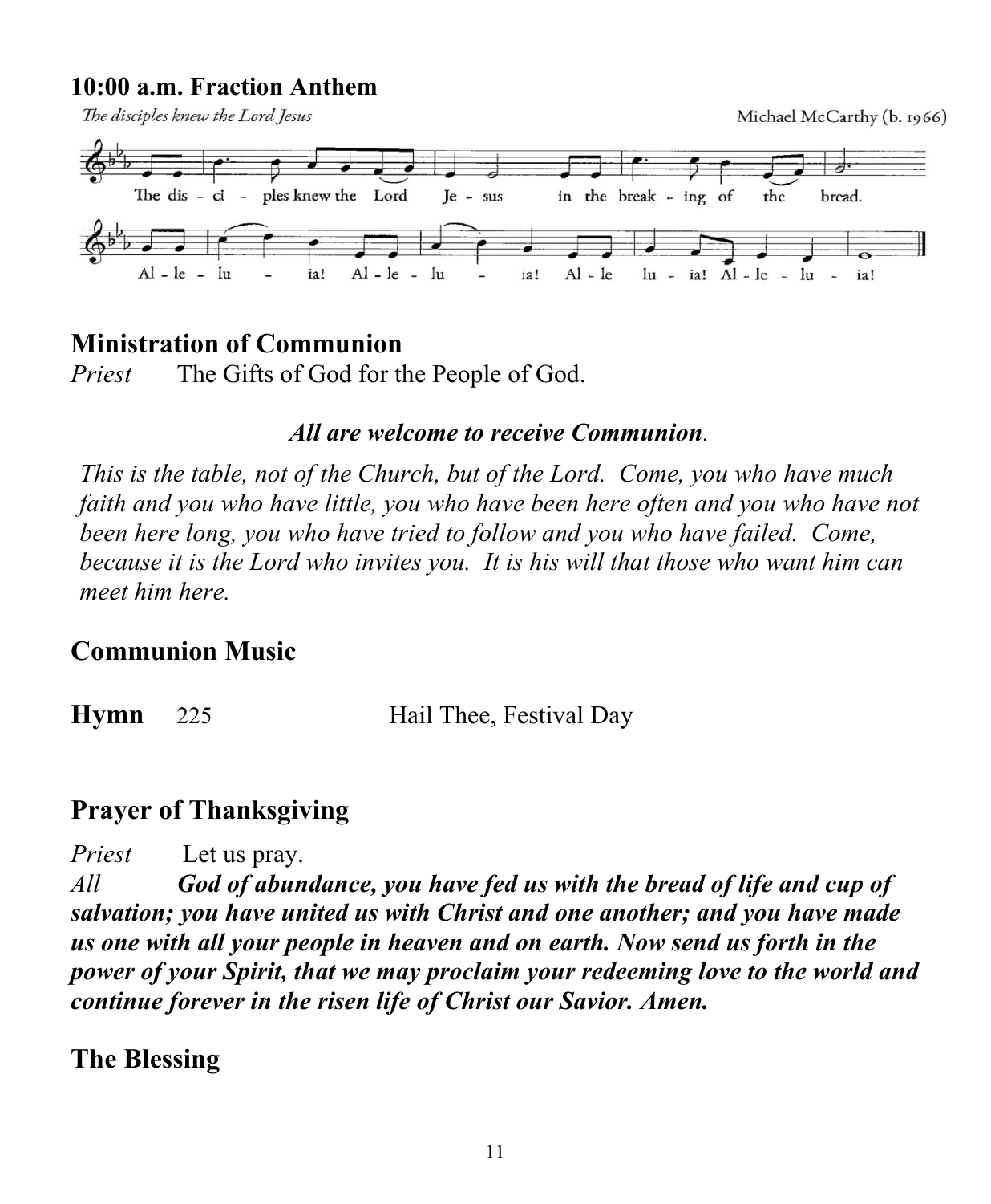## 10:00 a.m. Fraction Anthem

*The disciples knew the Lord Jesus* — Michael McCarthy (b. 1966)

The dis - ci - ples knew the Lord Je - sus in the break - ing of the bread.

Al - le - lu - ia! Al - le - lu - ia! Al - le lu - ia! Al - le - lu - ia!

## Ministration of Communion

*Priest* The Gifts of God for the People of God.

***All are welcome to receive Communion*.**

*This is the table, not of the Church, but of the Lord. Come, you who have much faith and you who have little, you who have been here often and you who have not been here long, you who have tried to follow and you who have failed. Come, because it is the Lord who invites you. It is his will that those who want him can meet him here.*

## Communion Music

**Hymn** 225 Hail Thee, Festival Day

## Prayer of Thanksgiving

*Priest* Let us pray.

*All* ***God of abundance, you have fed us with the bread of life and cup of salvation; you have united us with Christ and one another; and you have made us one with all your people in heaven and on earth. Now send us forth in the power of your Spirit, that we may proclaim your redeeming love to the world and continue forever in the risen life of Christ our Savior. Amen.***

## The Blessing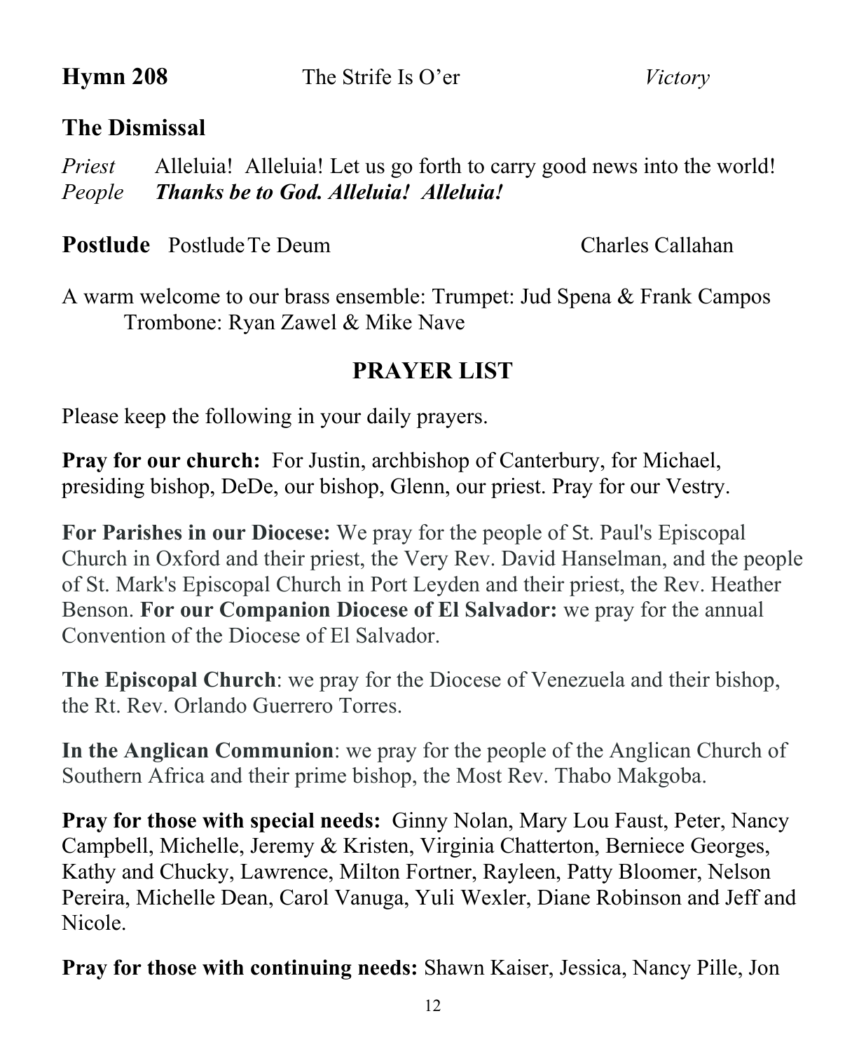**Hymn 208** The Strife Is O'er *Victory*

## The Dismissal

*Priest* Alleluia! Alleluia! Let us go forth to carry good news into the world!
*People* ***Thanks be to God. Alleluia! Alleluia!***

**Postlude** Postlude Te Deum Charles Callahan

A warm welcome to our brass ensemble: Trumpet: Jud Spena & Frank Campos
Trombone: Ryan Zawel & Mike Nave

## PRAYER LIST

Please keep the following in your daily prayers.

**Pray for our church:** For Justin, archbishop of Canterbury, for Michael, presiding bishop, DeDe, our bishop, Glenn, our priest. Pray for our Vestry.

**For Parishes in our Diocese:** We pray for the people of St. Paul's Episcopal Church in Oxford and their priest, the Very Rev. David Hanselman, and the people of St. Mark's Episcopal Church in Port Leyden and their priest, the Rev. Heather Benson. **For our Companion Diocese of El Salvador:** we pray for the annual Convention of the Diocese of El Salvador.

**The Episcopal Church**: we pray for the Diocese of Venezuela and their bishop, the Rt. Rev. Orlando Guerrero Torres.

**In the Anglican Communion**: we pray for the people of the Anglican Church of Southern Africa and their prime bishop, the Most Rev. Thabo Makgoba.

**Pray for those with special needs:** Ginny Nolan, Mary Lou Faust, Peter, Nancy Campbell, Michelle, Jeremy & Kristen, Virginia Chatterton, Berniece Georges, Kathy and Chucky, Lawrence, Milton Fortner, Rayleen, Patty Bloomer, Nelson Pereira, Michelle Dean, Carol Vanuga, Yuli Wexler, Diane Robinson and Jeff and Nicole.

**Pray for those with continuing needs:** Shawn Kaiser, Jessica, Nancy Pille, Jon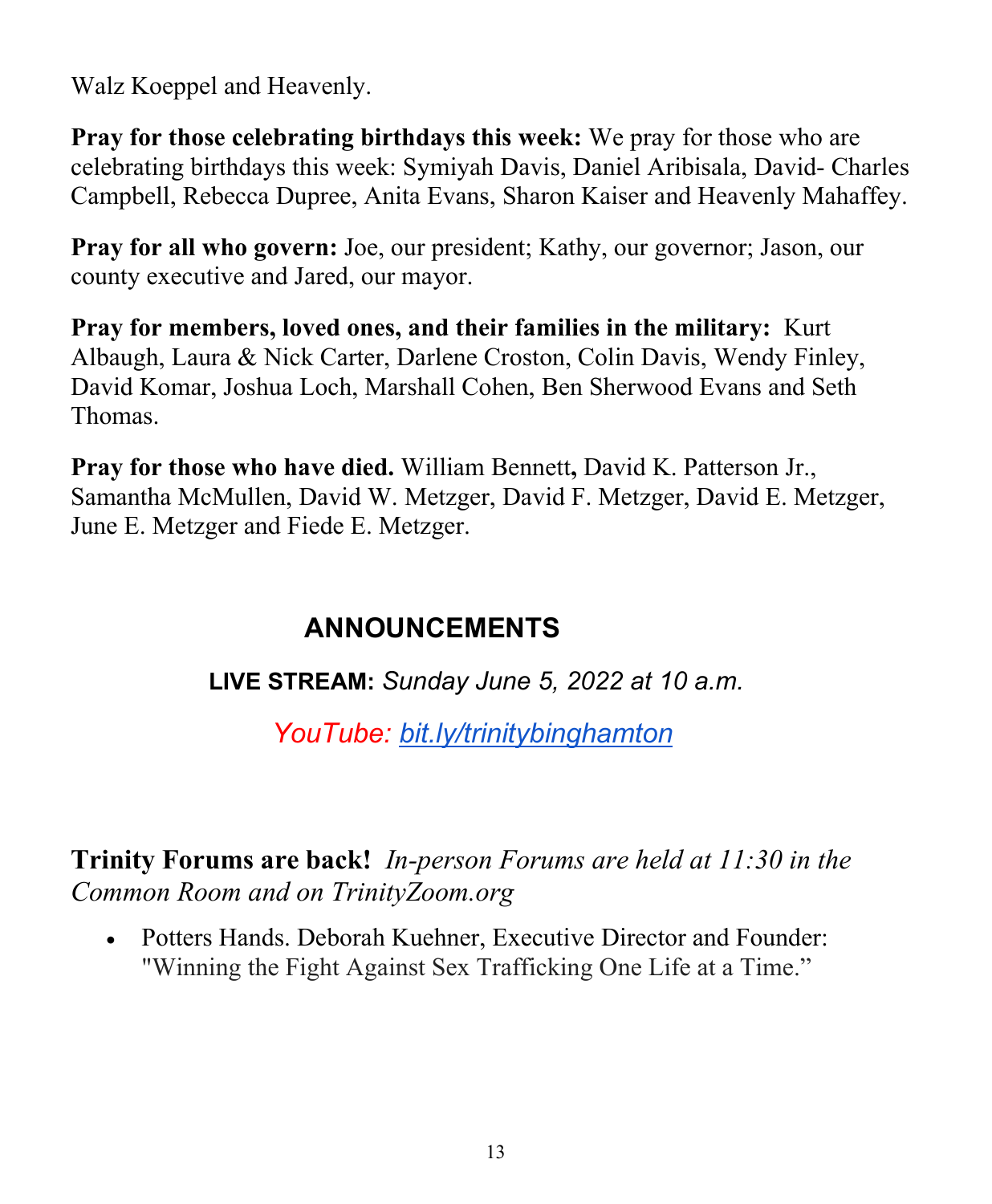Walz Koeppel and Heavenly.

**Pray for those celebrating birthdays this week:** We pray for those who are celebrating birthdays this week: Symiyah Davis, Daniel Aribisala, David- Charles Campbell, Rebecca Dupree, Anita Evans, Sharon Kaiser and Heavenly Mahaffey.

**Pray for all who govern:** Joe, our president; Kathy, our governor; Jason, our county executive and Jared, our mayor.

**Pray for members, loved ones, and their families in the military:** Kurt Albaugh, Laura & Nick Carter, Darlene Croston, Colin Davis, Wendy Finley, David Komar, Joshua Loch, Marshall Cohen, Ben Sherwood Evans and Seth Thomas.

**Pray for those who have died.** William Bennett**,** David K. Patterson Jr., Samantha McMullen, David W. Metzger, David F. Metzger, David E. Metzger, June E. Metzger and Fiede E. Metzger.

## ANNOUNCEMENTS

**LIVE STREAM:** *Sunday June 5, 2022 at 10 a.m.*

*YouTube: [bit.ly/trinitybinghamton](bit.ly/trinitybinghamton)*

**Trinity Forums are back!** *In-person Forums are held at 11:30 in the Common Room and on TrinityZoom.org*

- Potters Hands. Deborah Kuehner, Executive Director and Founder: "Winning the Fight Against Sex Trafficking One Life at a Time."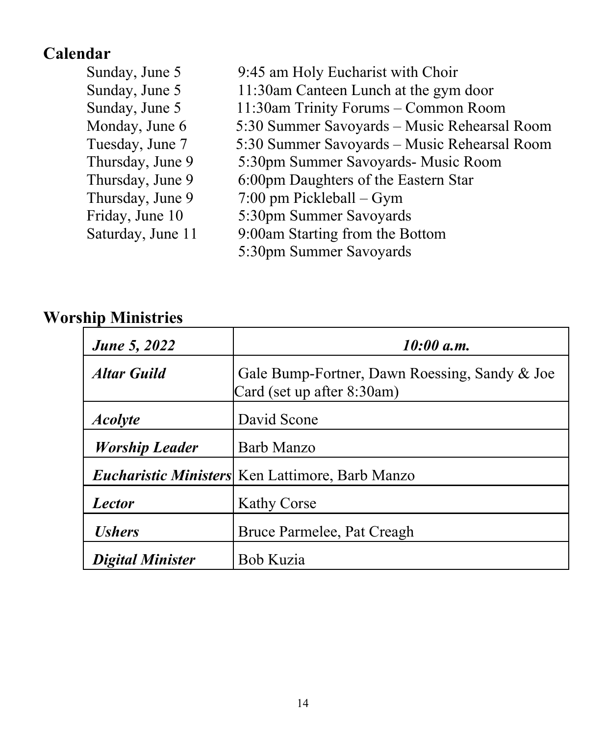## Calendar

| | |
|---|---|
| Sunday, June 5 | 9:45 am Holy Eucharist with Choir |
| Sunday, June 5 | 11:30am Canteen Lunch at the gym door |
| Sunday, June 5 | 11:30am Trinity Forums – Common Room |
| Monday, June 6 | 5:30 Summer Savoyards – Music Rehearsal Room |
| Tuesday, June 7 | 5:30 Summer Savoyards – Music Rehearsal Room |
| Thursday, June 9 | 5:30pm Summer Savoyards- Music Room |
| Thursday, June 9 | 6:00pm Daughters of the Eastern Star |
| Thursday, June 9 | 7:00 pm Pickleball – Gym |
| Friday, June 10 | 5:30pm Summer Savoyards |
| Saturday, June 11 | 9:00am Starting from the Bottom |
| | 5:30pm Summer Savoyards |

## Worship Ministries

| ***June 5, 2022*** | ***10:00 a.m.*** |
|---|---|
| ***Altar Guild*** | Gale Bump-Fortner, Dawn Roessing, Sandy & Joe Card (set up after 8:30am) |
| ***Acolyte*** | David Scone |
| ***Worship Leader*** | Barb Manzo |
| ***Eucharistic Ministers*** | Ken Lattimore, Barb Manzo |
| ***Lector*** | Kathy Corse |
| ***Ushers*** | Bruce Parmelee, Pat Creagh |
| ***Digital Minister*** | Bob Kuzia |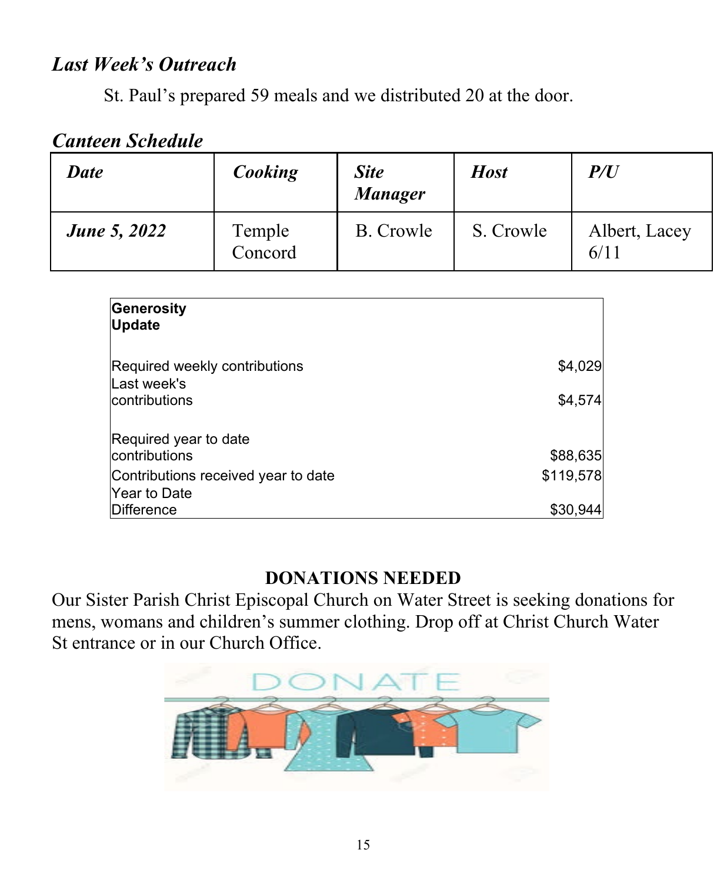### *Last Week's Outreach*

St. Paul's prepared 59 meals and we distributed 20 at the door.

### *Canteen Schedule*

| ***Date*** | ***Cooking*** | ***Site Manager*** | ***Host*** | ***P/U*** |
|---|---|---|---|---|
| ***June 5, 2022*** | Temple Concord | B. Crowle | S. Crowle | Albert, Lacey 6/11 |

| **Generosity Update** | |
|---|---|
| Required weekly contributions | $4,029 |
| Last week's contributions | $4,574 |
| Required year to date contributions | $88,635 |
| Contributions received year to date | $119,578 |
| Year to Date Difference | $30,944 |

**DONATIONS NEEDED**

Our Sister Parish Christ Episcopal Church on Water Street is seeking donations for mens, womans and children's summer clothing. Drop off at Christ Church Water St entrance or in our Church Office.

DONATE